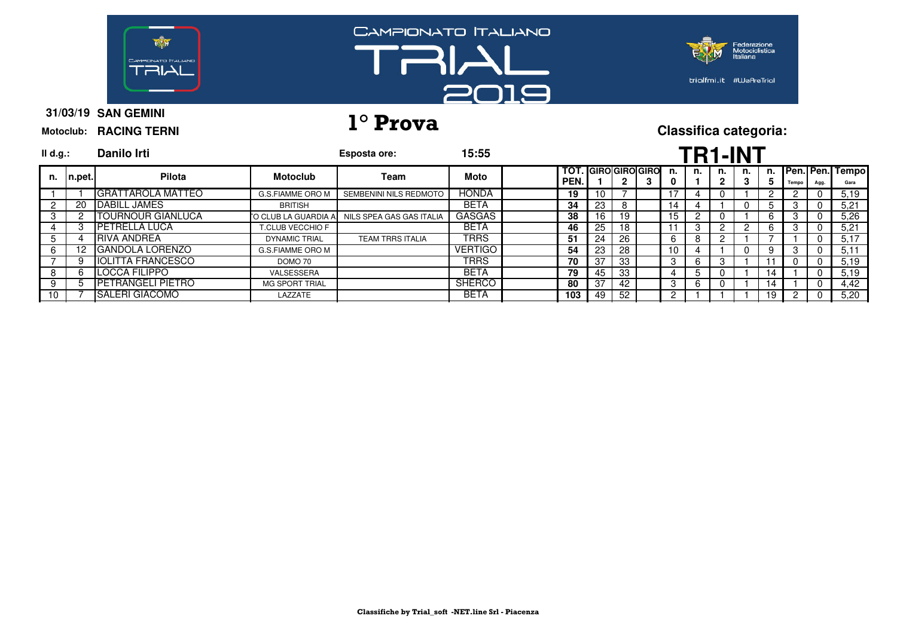CAMPIONATO ITALIANO TRIAL 2019

Federazione Motociclistica Italiana

trialfmi.it #WeAreTrial

**31/03/19 SAN GEMINI**

**Motoclub: RACING TERNI**

# 1° Prova

**Classifica categoria:**

**Il d.g.: Danilo Irti**

**Esposta ore: 15:55**

# TR1-INT

| n. | n.pet. | Pilota | Motoclub | Team | Moto | | TOT. PEN. | GIRO 1 | GIRO 2 | GIRO 3 | n. 0 | n. 1 | n. 2 | n. 3 | n. 5 | Pen. Tempo | Pen. Agg. | Tempo Gara |
|---|---|---|---|---|---|---|---|---|---|---|---|---|---|---|---|---|---|---|
| 1 | 1 | GRATTAROLA MATTEO | G.S.FIAMME ORO M | SEMBENINI NILS REDMOTO | HONDA | | 19 | 10 | 7 | | 17 | 4 | 0 | 1 | 2 | 2 | 0 | 5,19 |
| 2 | 20 | DABILL JAMES | BRITISH | | BETA | | 34 | 23 | 8 | | 14 | 4 | 1 | 0 | 5 | 3 | 0 | 5,21 |
| 3 | 2 | TOURNOUR GIANLUCA | O CLUB LA GUARDIA A | NILS SPEA GAS GAS ITALIA | GASGAS | | 38 | 16 | 19 | | 15 | 2 | 0 | 1 | 6 | 3 | 0 | 5,26 |
| 4 | 3 | PETRELLA LUCA | T.CLUB VECCHIO F | | BETA | | 46 | 25 | 18 | | 11 | 3 | 2 | 2 | 6 | 3 | 0 | 5,21 |
| 5 | 4 | RIVA ANDREA | DYNAMIC TRIAL | TEAM TRRS ITALIA | TRRS | | 51 | 24 | 26 | | 6 | 8 | 2 | 1 | 7 | 1 | 0 | 5,17 |
| 6 | 12 | GANDOLA LORENZO | G.S.FIAMME ORO M | | VERTIGO | | 54 | 23 | 28 | | 10 | 4 | 1 | 0 | 9 | 3 | 0 | 5,11 |
| 7 | 9 | IOLITTA FRANCESCO | DOMO 70 | | TRRS | | 70 | 37 | 33 | | 3 | 6 | 3 | 1 | 11 | 0 | 0 | 5,19 |
| 8 | 6 | LOCCA FILIPPO | VALSESSERA | | BETA | | 79 | 45 | 33 | | 4 | 5 | 0 | 1 | 14 | 1 | 0 | 5,19 |
| 9 | 5 | PETRANGELI PIETRO | MG SPORT TRIAL | | SHERCO | | 80 | 37 | 42 | | 3 | 6 | 0 | 1 | 14 | 1 | 0 | 4,42 |
| 10 | 7 | SALERI GIACOMO | LAZZATE | | BETA | | 103 | 49 | 52 | | 2 | 1 | 1 | 1 | 19 | 2 | 0 | 5,20 |

**Classifiche by Trial_soft -NET.line Srl - Piacenza**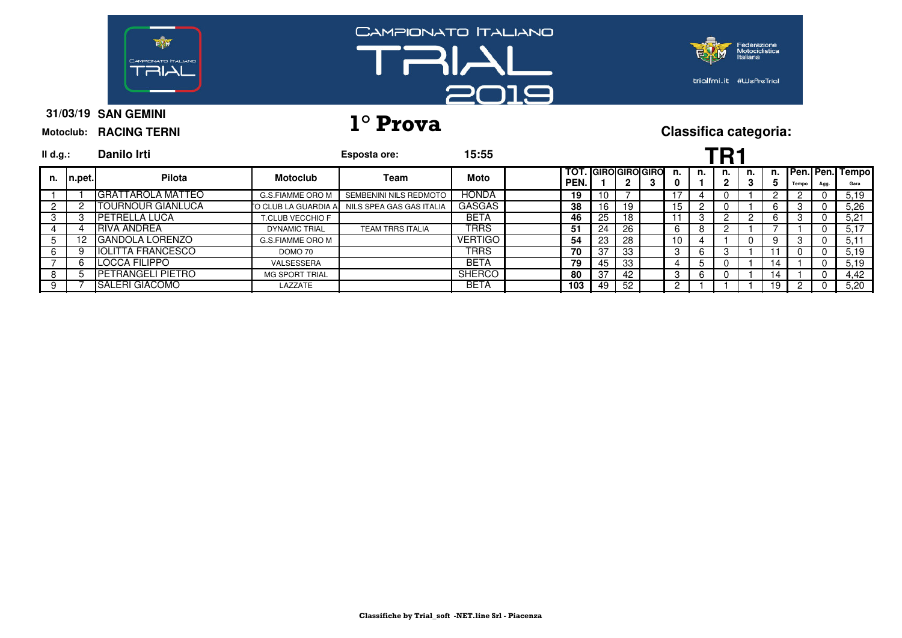# CAMPIONATO ITALIANO TRIAL 2019

Federazione Motociclistica Italiana

trialfmi.it #WeAreTrial

**31/03/19 SAN GEMINI**

**Motoclub: RACING TERNI**

## 1° Prova

**Classifica categoria:**

**Il d.g.: Danilo Irti**

**Esposta ore: 15:55**

## TR1

| n. | n.pet. | Pilota | Motoclub | Team | Moto | | TOT. PEN. | GIRO 1 | GIRO 2 | GIRO 3 | n. 0 | n. 1 | n. 2 | n. 3 | n. 5 | Pen. Tempo | Pen. Agg. | Tempo Gara |
|---|---|---|---|---|---|---|---|---|---|---|---|---|---|---|---|---|---|---|
| 1 | 1 | GRATTAROLA MATTEO | G.S.FIAMME ORO M | SEMBENINI NILS REDMOTO | HONDA | | **19** | 10 | 7 | | 17 | 4 | 0 | 1 | 2 | 2 | 0 | 5,19 |
| 2 | 2 | TOURNOUR GIANLUCA | O CLUB LA GUARDIA A | NILS SPEA GAS GAS ITALIA | GASGAS | | **38** | 16 | 19 | | 15 | 2 | 0 | 1 | 6 | 3 | 0 | 5,26 |
| 3 | 3 | PETRELLA LUCA | T.CLUB VECCHIO F | | BETA | | **46** | 25 | 18 | | 11 | 3 | 2 | 2 | 6 | 3 | 0 | 5,21 |
| 4 | 4 | RIVA ANDREA | DYNAMIC TRIAL | TEAM TRRS ITALIA | TRRS | | **51** | 24 | 26 | | 6 | 8 | 2 | 1 | 7 | 1 | 0 | 5,17 |
| 5 | 12 | GANDOLA LORENZO | G.S.FIAMME ORO M | | VERTIGO | | **54** | 23 | 28 | | 10 | 4 | 1 | 0 | 9 | 3 | 0 | 5,11 |
| 6 | 9 | IOLITTA FRANCESCO | DOMO 70 | | TRRS | | **70** | 37 | 33 | | 3 | 6 | 3 | 1 | 11 | 0 | 0 | 5,19 |
| 7 | 6 | LOCCA FILIPPO | VALSESSERA | | BETA | | **79** | 45 | 33 | | 4 | 5 | 0 | 1 | 14 | 1 | 0 | 5,19 |
| 8 | 5 | PETRANGELI PIETRO | MG SPORT TRIAL | | SHERCO | | **80** | 37 | 42 | | 3 | 6 | 0 | 1 | 14 | 1 | 0 | 4,42 |
| 9 | 7 | SALERI GIACOMO | LAZZATE | | BETA | | **103** | 49 | 52 | | 2 | 1 | 1 | 1 | 19 | 2 | 0 | 5,20 |

**Classifiche by Trial_soft -NET.line Srl - Piacenza**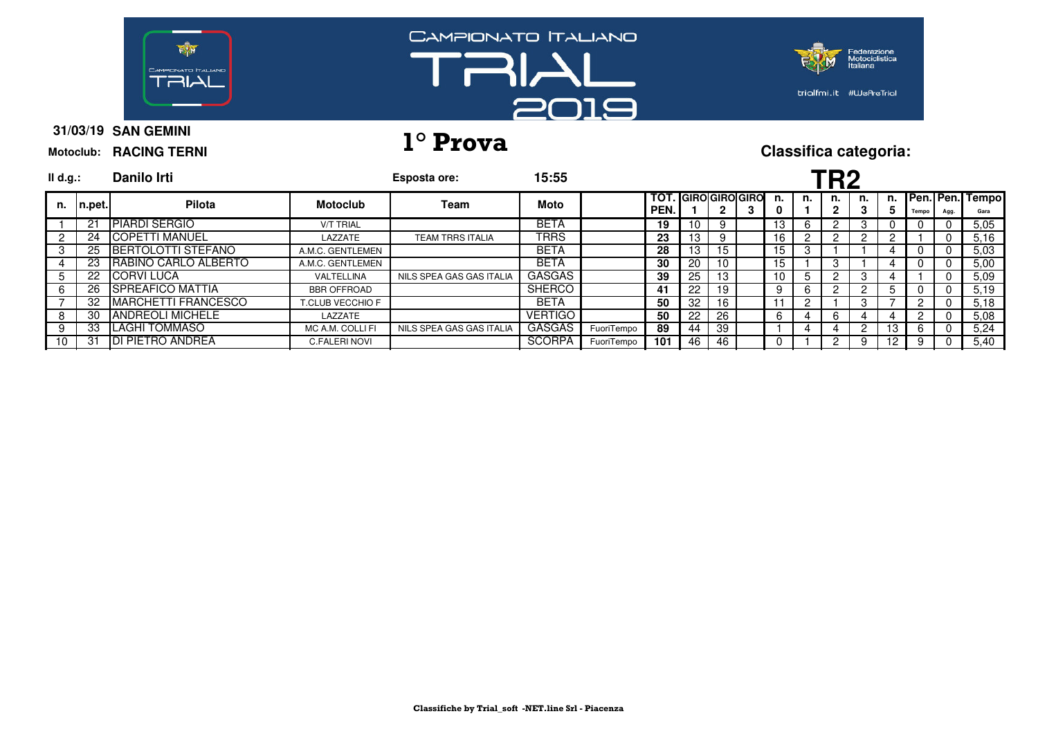# CAMPIONATO ITALIANO TRIAL 2019

Federazione Motociclistica Italiana

trialfmi.it #WeAreTrial

**31/03/19 SAN GEMINI**

**Motoclub: RACING TERNI**

## 1° Prova

**Classifica categoria:**

**II d.g.: Danilo Irti**

**Esposta ore: 15:55**

## TR2

| n. | n.pet. | Pilota | Motoclub | Team | Moto | | TOT. PEN. | GIRO 1 | GIRO 2 | GIRO 3 | n. 0 | n. 1 | n. 2 | n. 3 | n. 5 | Pen. Tempo | Pen. Agg. | Tempo Gara |
|---|---|---|---|---|---|---|---|---|---|---|---|---|---|---|---|---|---|---|
| 1 | 21 | PIARDI SERGIO | V/T TRIAL | | BETA | | 19 | 10 | 9 | | 13 | 6 | 2 | 3 | 0 | 0 | 0 | 5,05 |
| 2 | 24 | COPETTI MANUEL | LAZZATE | TEAM TRRS ITALIA | TRRS | | 23 | 13 | 9 | | 16 | 2 | 2 | 2 | 2 | 1 | 0 | 5,16 |
| 3 | 25 | BERTOLOTTI STEFANO | A.M.C. GENTLEMEN | | BETA | | 28 | 13 | 15 | | 15 | 3 | 1 | 1 | 4 | 0 | 0 | 5,03 |
| 4 | 23 | RABINO CARLO ALBERTO | A.M.C. GENTLEMEN | | BETA | | 30 | 20 | 10 | | 15 | 1 | 3 | 1 | 4 | 0 | 0 | 5,00 |
| 5 | 22 | CORVI LUCA | VALTELLINA | NILS SPEA GAS GAS ITALIA | GASGAS | | 39 | 25 | 13 | | 10 | 5 | 2 | 3 | 4 | 1 | 0 | 5,09 |
| 6 | 26 | SPREAFICO MATTIA | BBR OFFROAD | | SHERCO | | 41 | 22 | 19 | | 9 | 6 | 2 | 2 | 5 | 0 | 0 | 5,19 |
| 7 | 32 | MARCHETTI FRANCESCO | T.CLUB VECCHIO F | | BETA | | 50 | 32 | 16 | | 11 | 2 | 1 | 3 | 7 | 2 | 0 | 5,18 |
| 8 | 30 | ANDREOLI MICHELE | LAZZATE | | VERTIGO | | 50 | 22 | 26 | | 6 | 4 | 6 | 4 | 4 | 2 | 0 | 5,08 |
| 9 | 33 | LAGHI TOMMASO | MC A.M. COLLI FI | NILS SPEA GAS GAS ITALIA | GASGAS | FuoriTempo | 89 | 44 | 39 | | 1 | 4 | 4 | 2 | 13 | 6 | 0 | 5,24 |
| 10 | 31 | DI PIETRO ANDREA | C.FALERI NOVI | | SCORPA | FuoriTempo | 101 | 46 | 46 | | 0 | 1 | 2 | 9 | 12 | 9 | 0 | 5,40 |

Classifiche by Trial_soft -NET.line Srl - Piacenza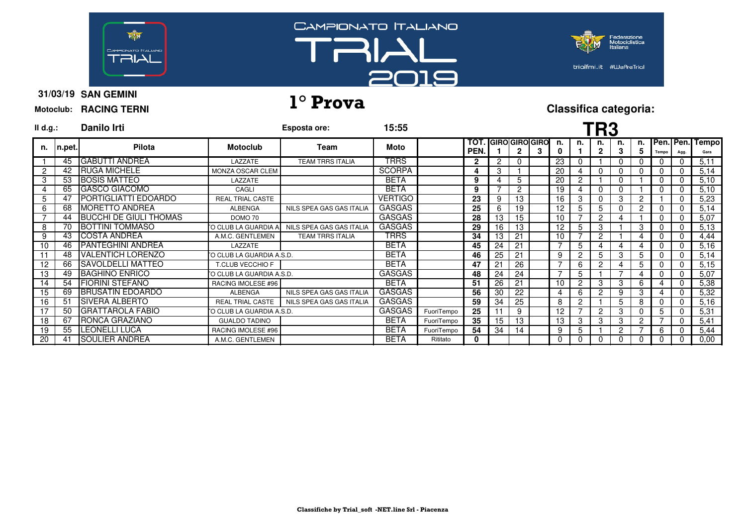CAMPIONATO ITALIANO TRIAL 2019

trialfmi.it #WeAreTrial

**31/03/19 SAN GEMINI**

**Motoclub: RACING TERNI**

# 1° Prova

**Classifica categoria:**

**Il d.g.: Danilo Irti** **Esposta ore: 15:55**

## TR3

| n. | n.pet. | Pilota | Motoclub | Team | Moto | | TOT. PEN. | GIRO 1 | GIRO 2 | GIRO 3 | n. 0 | n. 1 | n. 2 | n. 3 | n. 5 | Pen. Tempo | Pen. Agg. | Tempo Gara |
|---|---|---|---|---|---|---|---|---|---|---|---|---|---|---|---|---|---|---|
| 1 | 45 | GABUTTI ANDREA | LAZZATE | TEAM TRRS ITALIA | TRRS | | 2 | 2 | 0 | | 23 | 0 | 1 | 0 | 0 | 0 | 0 | 5,11 |
| 2 | 42 | RUGA MICHELE | MONZA OSCAR CLEM | | SCORPA | | 4 | 3 | 1 | | 20 | 4 | 0 | 0 | 0 | 0 | 0 | 5,14 |
| 3 | 53 | BOSIS MATTEO | LAZZATE | | BETA | | 9 | 4 | 5 | | 20 | 2 | 1 | 0 | 1 | 0 | 0 | 5,10 |
| 4 | 65 | GASCO GIACOMO | CAGLI | | BETA | | 9 | 7 | 2 | | 19 | 4 | 0 | 0 | 1 | 0 | 0 | 5,10 |
| 5 | 47 | PORTIGLIATTI EDOARDO | REAL TRIAL CASTE | | VERTIGO | | 23 | 9 | 13 | | 16 | 3 | 0 | 3 | 2 | 1 | 0 | 5,23 |
| 6 | 68 | MORETTO ANDREA | ALBENGA | NILS SPEA GAS GAS ITALIA | GASGAS | | 25 | 6 | 19 | | 12 | 5 | 5 | 0 | 2 | 0 | 0 | 5,14 |
| 7 | 44 | BUCCHI DE GIULI THOMAS | DOMO 70 | | GASGAS | | 28 | 13 | 15 | | 10 | 7 | 2 | 4 | 1 | 0 | 0 | 5,07 |
| 8 | 70 | BOTTINI TOMMASO | O CLUB LA GUARDIA A | NILS SPEA GAS GAS ITALIA | GASGAS | | 29 | 16 | 13 | | 12 | 5 | 3 | 1 | 3 | 0 | 0 | 5,13 |
| 9 | 43 | COSTA ANDREA | A.M.C. GENTLEMEN | TEAM TRRS ITALIA | TRRS | | 34 | 13 | 21 | | 10 | 7 | 2 | 1 | 4 | 0 | 0 | 4,44 |
| 10 | 46 | PANTEGHINI ANDREA | LAZZATE | | BETA | | 45 | 24 | 21 | | 7 | 5 | 4 | 4 | 4 | 0 | 0 | 5,16 |
| 11 | 48 | VALENTICH LORENZO | O CLUB LA GUARDIA A.S.D. | | BETA | | 46 | 25 | 21 | | 9 | 2 | 5 | 3 | 5 | 0 | 0 | 5,14 |
| 12 | 66 | SAVOLDELLI MATTEO | T.CLUB VECCHIO F | | BETA | | 47 | 21 | 26 | | 7 | 6 | 2 | 4 | 5 | 0 | 0 | 5,15 |
| 13 | 49 | BAGHINO ENRICO | O CLUB LA GUARDIA A.S.D. | | GASGAS | | 48 | 24 | 24 | | 7 | 5 | 1 | 7 | 4 | 0 | 0 | 5,07 |
| 14 | 54 | FIORINI STEFANO | RACING IMOLESE #96 | | BETA | | 51 | 26 | 21 | | 10 | 2 | 3 | 3 | 6 | 4 | 0 | 5,38 |
| 15 | 69 | BRUSATIN EDOARDO | ALBENGA | NILS SPEA GAS GAS ITALIA | GASGAS | | 56 | 30 | 22 | | 4 | 6 | 2 | 9 | 3 | 4 | 0 | 5,32 |
| 16 | 51 | SIVERA ALBERTO | REAL TRIAL CASTE | NILS SPEA GAS GAS ITALIA | GASGAS | | 59 | 34 | 25 | | 8 | 2 | 1 | 5 | 8 | 0 | 0 | 5,16 |
| 17 | 50 | GRATTAROLA FABIO | O CLUB LA GUARDIA A.S.D. | | GASGAS | FuoriTempo | 25 | 11 | 9 | | 12 | 7 | 2 | 3 | 0 | 5 | 0 | 5,31 |
| 18 | 67 | RONCA GRAZIANO | GUALDO TADINO | | BETA | FuoriTempo | 35 | 15 | 13 | | 13 | 3 | 3 | 3 | 2 | 7 | 0 | 5,41 |
| 19 | 55 | LEONELLI LUCA | RACING IMOLESE #96 | | BETA | FuoriTempo | 54 | 34 | 14 | | 9 | 5 | 1 | 2 | 7 | 6 | 0 | 5,44 |
| 20 | 41 | SOULIER ANDREA | A.M.C. GENTLEMEN | | BETA | Ritirato | 0 | | | | 0 | 0 | 0 | 0 | 0 | 0 | 0 | 0,00 |

**Classifiche by Trial_soft -NET.line Srl - Piacenza**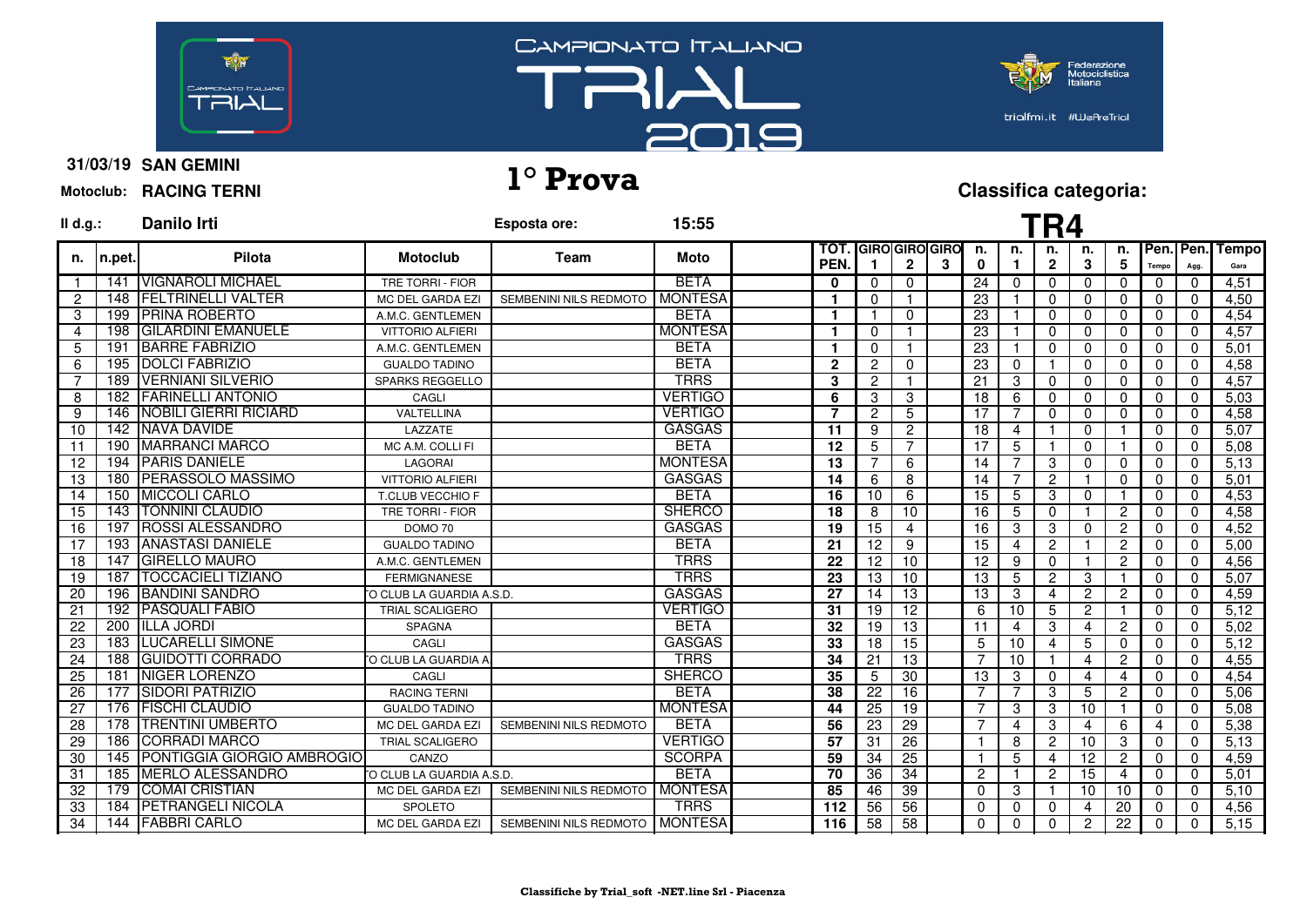CAMPIONATO ITALIANO TRIAL 2019

trialfmi.it #WeAreTrial

**31/03/19 SAN GEMINI**

**Motoclub: RACING TERNI**

# 1° Prova

**Classifica categoria:**

**Il d.g.: Danilo Irti**

**Esposta ore: 15:55**

## TR4

| n. | n.pet. | Pilota | Motoclub | Team | Moto | TOT. PEN. | GIRO 1 | GIRO 2 | GIRO 3 | n. 0 | n. 1 | n. 2 | n. 3 | n. 5 | Pen. Tempo | Pen. Agg. | Tempo Gara |
|---|---|---|---|---|---|---|---|---|---|---|---|---|---|---|---|---|---|
| 1 | 141 | VIGNAROLI MICHAEL | TRE TORRI - FIOR | | BETA | 0 | 0 | 0 | | 24 | 0 | 0 | 0 | 0 | 0 | 0 | 4,51 |
| 2 | 148 | FELTRINELLI VALTER | MC DEL GARDA EZI | SEMBENINI NILS REDMOTO | MONTESA | 1 | 0 | 1 | | 23 | 1 | 0 | 0 | 0 | 0 | 0 | 4,50 |
| 3 | 199 | PRINA ROBERTO | A.M.C. GENTLEMEN | | BETA | 1 | 1 | 0 | | 23 | 1 | 0 | 0 | 0 | 0 | 0 | 4,54 |
| 4 | 198 | GILARDINI EMANUELE | VITTORIO ALFIERI | | MONTESA | 1 | 0 | 1 | | 23 | 1 | 0 | 0 | 0 | 0 | 0 | 4,57 |
| 5 | 191 | BARRE FABRIZIO | A.M.C. GENTLEMEN | | BETA | 1 | 0 | 1 | | 23 | 1 | 0 | 0 | 0 | 0 | 0 | 5,01 |
| 6 | 195 | DOLCI FABRIZIO | GUALDO TADINO | | BETA | 2 | 2 | 0 | | 23 | 0 | 1 | 0 | 0 | 0 | 0 | 4,58 |
| 7 | 189 | VERNIANI SILVERIO | SPARKS REGGELLO | | TRRS | 3 | 2 | 1 | | 21 | 3 | 0 | 0 | 0 | 0 | 0 | 4,57 |
| 8 | 182 | FARINELLI ANTONIO | CAGLI | | VERTIGO | 6 | 3 | 3 | | 18 | 6 | 0 | 0 | 0 | 0 | 0 | 5,03 |
| 9 | 146 | NOBILI GIERRI RICIARD | VALTELLINA | | VERTIGO | 7 | 2 | 5 | | 17 | 7 | 0 | 0 | 0 | 0 | 0 | 4,58 |
| 10 | 142 | NAVA DAVIDE | LAZZATE | | GASGAS | 11 | 9 | 2 | | 18 | 4 | 1 | 0 | 1 | 0 | 0 | 5,07 |
| 11 | 190 | MARRANCI MARCO | MC A.M. COLLI FI | | BETA | 12 | 5 | 7 | | 17 | 5 | 1 | 0 | 1 | 0 | 0 | 5,08 |
| 12 | 194 | PARIS DANIELE | LAGORAI | | MONTESA | 13 | 7 | 6 | | 14 | 7 | 3 | 0 | 0 | 0 | 0 | 5,13 |
| 13 | 180 | PERASSOLO MASSIMO | VITTORIO ALFIERI | | GASGAS | 14 | 6 | 8 | | 14 | 7 | 2 | 1 | 0 | 0 | 0 | 5,01 |
| 14 | 150 | MICCOLI CARLO | T.CLUB VECCHIO F | | BETA | 16 | 10 | 6 | | 15 | 5 | 3 | 0 | 1 | 0 | 0 | 4,53 |
| 15 | 143 | TONNINI CLAUDIO | TRE TORRI - FIOR | | SHERCO | 18 | 8 | 10 | | 16 | 5 | 0 | 1 | 2 | 0 | 0 | 4,58 |
| 16 | 197 | ROSSI ALESSANDRO | DOMO 70 | | GASGAS | 19 | 15 | 4 | | 16 | 3 | 3 | 0 | 2 | 0 | 0 | 4,52 |
| 17 | 193 | ANASTASI DANIELE | GUALDO TADINO | | BETA | 21 | 12 | 9 | | 15 | 4 | 2 | 1 | 2 | 0 | 0 | 5,00 |
| 18 | 147 | GIRELLO MAURO | A.M.C. GENTLEMEN | | TRRS | 22 | 12 | 10 | | 12 | 9 | 0 | 1 | 2 | 0 | 0 | 4,56 |
| 19 | 187 | TOCCACIELI TIZIANO | FERMIGNANESE | | TRRS | 23 | 13 | 10 | | 13 | 5 | 2 | 3 | 1 | 0 | 0 | 5,07 |
| 20 | 196 | BANDINI SANDRO | O CLUB LA GUARDIA A.S.D. | | GASGAS | 27 | 14 | 13 | | 13 | 3 | 4 | 2 | 2 | 0 | 0 | 4,59 |
| 21 | 192 | PASQUALI FABIO | TRIAL SCALIGERO | | VERTIGO | 31 | 19 | 12 | | 6 | 10 | 5 | 2 | 1 | 0 | 0 | 5,12 |
| 22 | 200 | ILLA JORDI | SPAGNA | | BETA | 32 | 19 | 13 | | 11 | 4 | 3 | 4 | 2 | 0 | 0 | 5,02 |
| 23 | 183 | LUCARELLI SIMONE | CAGLI | | GASGAS | 33 | 18 | 15 | | 5 | 10 | 4 | 5 | 0 | 0 | 0 | 5,12 |
| 24 | 188 | GUIDOTTI CORRADO | O CLUB LA GUARDIA A | | TRRS | 34 | 21 | 13 | | 7 | 10 | 1 | 4 | 2 | 0 | 0 | 4,55 |
| 25 | 181 | NIGER LORENZO | CAGLI | | SHERCO | 35 | 5 | 30 | | 13 | 3 | 0 | 4 | 4 | 0 | 0 | 4,54 |
| 26 | 177 | SIDORI PATRIZIO | RACING TERNI | | BETA | 38 | 22 | 16 | | 7 | 7 | 3 | 5 | 2 | 0 | 0 | 5,06 |
| 27 | 176 | FISCHI CLAUDIO | GUALDO TADINO | | MONTESA | 44 | 25 | 19 | | 7 | 3 | 3 | 10 | 1 | 0 | 0 | 5,08 |
| 28 | 178 | TRENTINI UMBERTO | MC DEL GARDA EZI | SEMBENINI NILS REDMOTO | BETA | 56 | 23 | 29 | | 7 | 4 | 3 | 4 | 6 | 4 | 0 | 5,38 |
| 29 | 186 | CORRADI MARCO | TRIAL SCALIGERO | | VERTIGO | 57 | 31 | 26 | | 1 | 8 | 2 | 10 | 3 | 0 | 0 | 5,13 |
| 30 | 145 | PONTIGGIA GIORGIO AMBROGIO | CANZO | | SCORPA | 59 | 34 | 25 | | 1 | 5 | 4 | 12 | 2 | 0 | 0 | 4,59 |
| 31 | 185 | MERLO ALESSANDRO | O CLUB LA GUARDIA A.S.D. | | BETA | 70 | 36 | 34 | | 2 | 1 | 2 | 15 | 4 | 0 | 0 | 5,01 |
| 32 | 179 | COMAI CRISTIAN | MC DEL GARDA EZI | SEMBENINI NILS REDMOTO | MONTESA | 85 | 46 | 39 | | 0 | 3 | 1 | 10 | 10 | 0 | 0 | 5,10 |
| 33 | 184 | PETRANGELI NICOLA | SPOLETO | | TRRS | 112 | 56 | 56 | | 0 | 0 | 0 | 4 | 20 | 0 | 0 | 4,56 |
| 34 | 144 | FABBRI CARLO | MC DEL GARDA EZI | SEMBENINI NILS REDMOTO | MONTESA | 116 | 58 | 58 | | 0 | 0 | 0 | 2 | 22 | 0 | 0 | 5,15 |

Classifiche by Trial_soft -NET.line Srl - Piacenza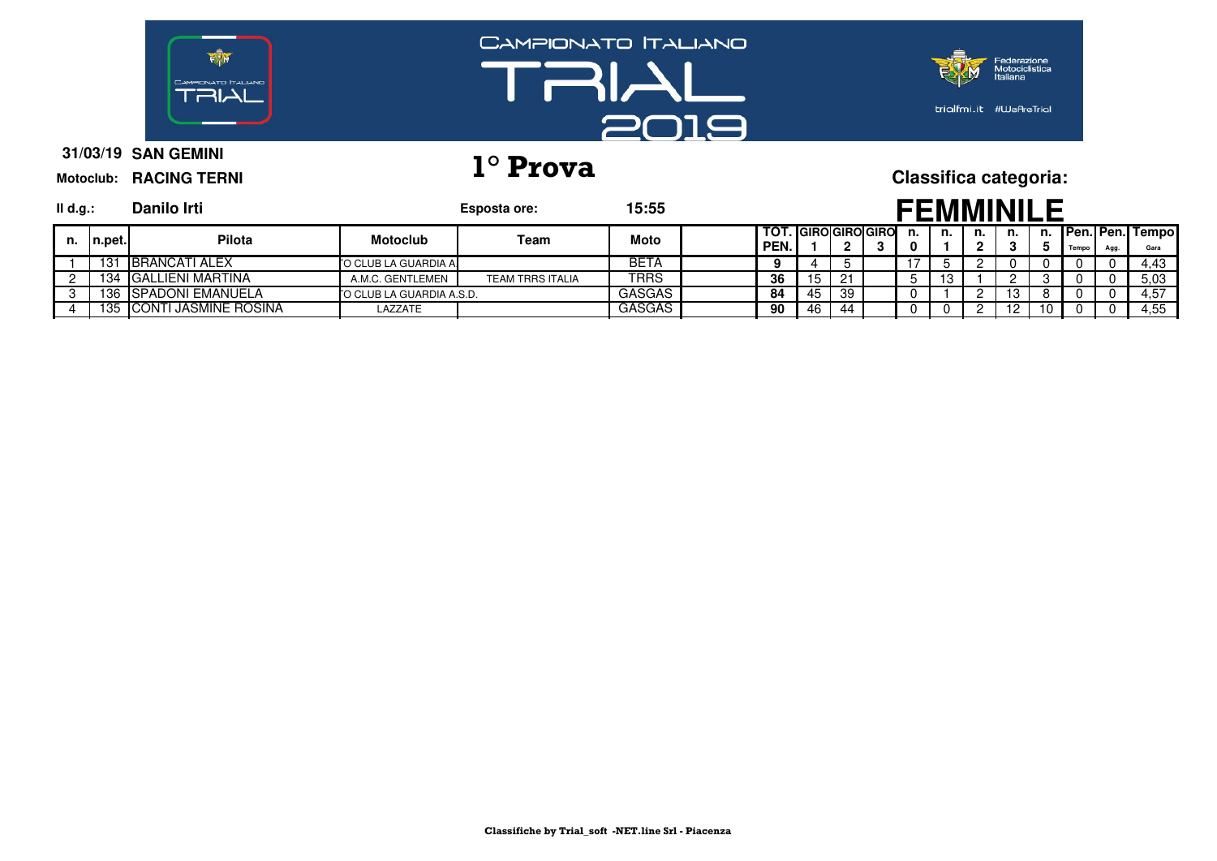# CAMPIONATO ITALIANO TRIAL 2019

Federazione Motociclistica Italiana

trialfmi.it #WeAreTrial

**31/03/19 SAN GEMINI**

**Motoclub: RACING TERNI**

## 1° Prova

**Classifica categoria:**

**Il d.g.: Danilo Irti** **Esposta ore: 15:55**

## FEMMINILE

| n. | n.pet. | Pilota | Motoclub | Team | Moto | | TOT. PEN. | GIRO 1 | GIRO 2 | GIRO 3 | n. 0 | n. 1 | n. 2 | n. 3 | n. 5 | Pen. Tempo | Pen. Agg. | Tempo Gara |
|---|---|---|---|---|---|---|---|---|---|---|---|---|---|---|---|---|---|---|
| 1 | 131 | BRANCATI ALEX | O CLUB LA GUARDIA A | | BETA | | 9 | 4 | 5 | | 17 | 5 | 2 | 0 | 0 | 0 | 0 | 4,43 |
| 2 | 134 | GALLIENI MARTINA | A.M.C. GENTLEMEN | TEAM TRRS ITALIA | TRRS | | 36 | 15 | 21 | | 5 | 13 | 1 | 2 | 3 | 0 | 0 | 5,03 |
| 3 | 136 | SPADONI EMANUELA | O CLUB LA GUARDIA A.S.D. | | GASGAS | | 84 | 45 | 39 | | 0 | 1 | 2 | 13 | 8 | 0 | 0 | 4,57 |
| 4 | 135 | CONTI JASMINE ROSINA | LAZZATE | | GASGAS | | 90 | 46 | 44 | | 0 | 0 | 2 | 12 | 10 | 0 | 0 | 4,55 |

Classifiche by Trial_soft -NET.line Srl - Piacenza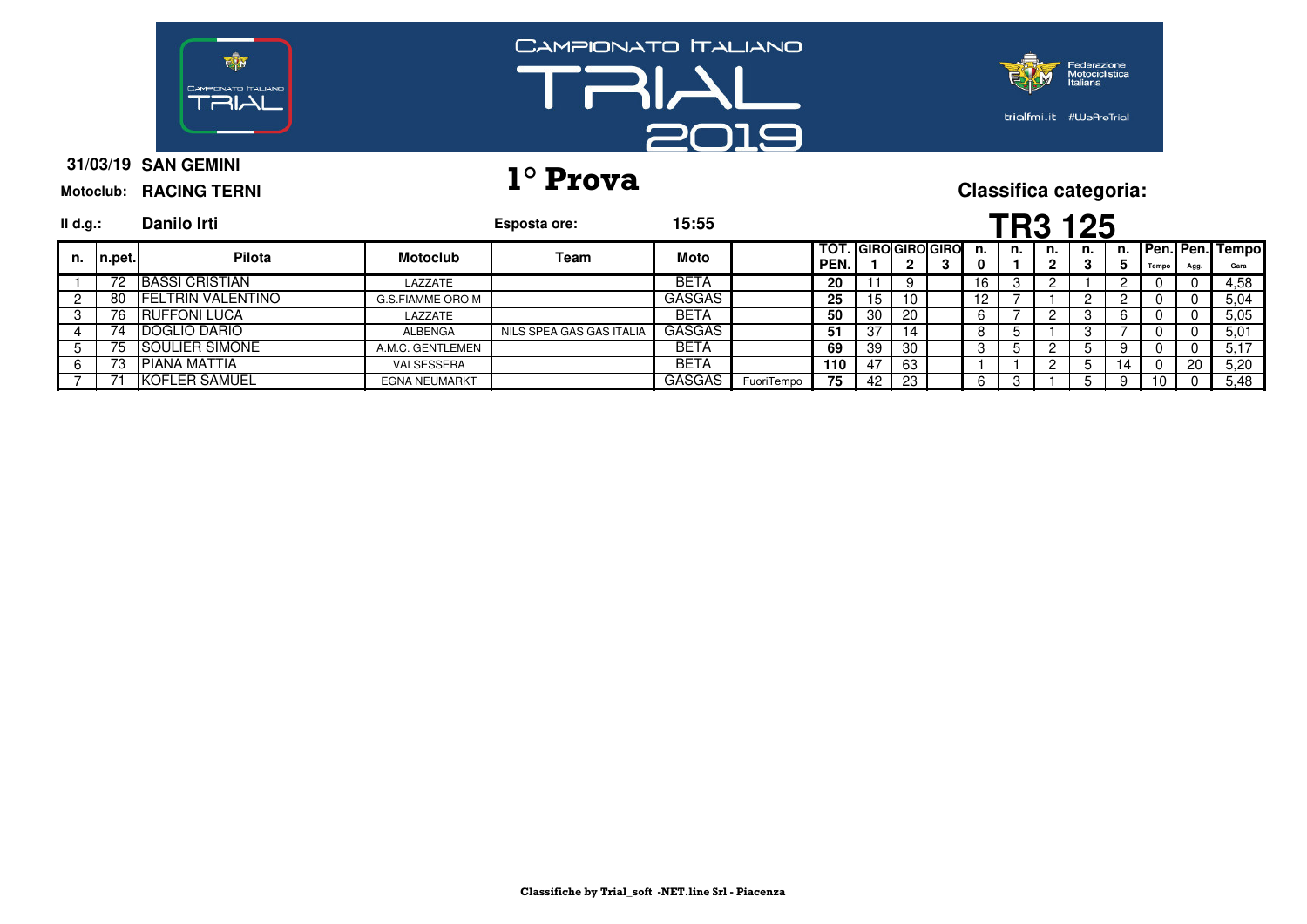# CAMPIONATO ITALIANO TRIAL 2019

**31/03/19 SAN GEMINI**

**Motoclub: RACING TERNI**

## 1° Prova

**Classifica categoria:**

**Il d.g.: Danilo Irti**

**Esposta ore: 15:55**

## TR3 125

| n. | n.pet. | Pilota | Motoclub | Team | Moto | | TOT. PEN. | GIRO 1 | GIRO 2 | GIRO 3 | n. 0 | n. 1 | n. 2 | n. 3 | n. 5 | Pen. Tempo | Pen. Agg. | Tempo Gara |
|---|---|---|---|---|---|---|---|---|---|---|---|---|---|---|---|---|---|---|
| 1 | 72 | BASSI CRISTIAN | LAZZATE | | BETA | | 20 | 11 | 9 | | 16 | 3 | 2 | 1 | 2 | 0 | 0 | 4,58 |
| 2 | 80 | FELTRIN VALENTINO | G.S.FIAMME ORO M | | GASGAS | | 25 | 15 | 10 | | 12 | 7 | 1 | 2 | 2 | 0 | 0 | 5,04 |
| 3 | 76 | RUFFONI LUCA | LAZZATE | | BETA | | 50 | 30 | 20 | | 6 | 7 | 2 | 3 | 6 | 0 | 0 | 5,05 |
| 4 | 74 | DOGLIO DARIO | ALBENGA | NILS SPEA GAS GAS ITALIA | GASGAS | | 51 | 37 | 14 | | 8 | 5 | 1 | 3 | 7 | 0 | 0 | 5,01 |
| 5 | 75 | SOULIER SIMONE | A.M.C. GENTLEMEN | | BETA | | 69 | 39 | 30 | | 3 | 5 | 2 | 5 | 9 | 0 | 0 | 5,17 |
| 6 | 73 | PIANA MATTIA | VALSESSERA | | BETA | | 110 | 47 | 63 | | 1 | 1 | 2 | 5 | 14 | 0 | 20 | 5,20 |
| 7 | 71 | KOFLER SAMUEL | EGNA NEUMARKT | | GASGAS | FuoriTempo | 75 | 42 | 23 | | 6 | 3 | 1 | 5 | 9 | 10 | 0 | 5,48 |

**Classifiche by Trial_soft -NET.line Srl - Piacenza**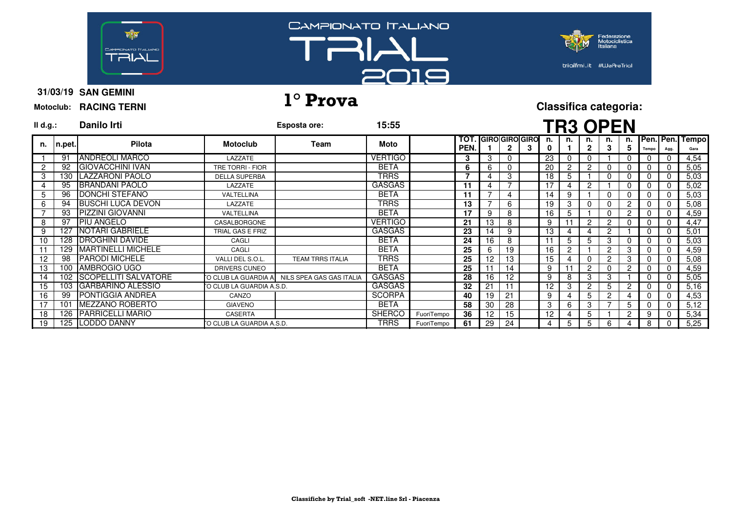# CAMPIONATO ITALIANO TRIAL 2019

**31/03/19 SAN GEMINI**

**Motoclub: RACING TERNI**

# 1° Prova

**Classifica categoria:**

## TR3 OPEN

**Il d.g.: Danilo Irti** | **Esposta ore: 15:55**

| n. | n.pet. | Pilota | Motoclub | Team | Moto | | TOT. PEN. | GIRO 1 | GIRO 2 | GIRO 3 | n. 0 | n. 1 | n. 2 | n. 3 | n. 5 | Pen. Tempo | Pen. Agg. | Tempo Gara |
|---|---|---|---|---|---|---|---|---|---|---|---|---|---|---|---|---|---|---|
| 1 | 91 | ANDREOLI MARCO | LAZZATE | | VERTIGO | | 3 | 3 | 0 | | 23 | 0 | 0 | 1 | 0 | 0 | 0 | 4,54 |
| 2 | 92 | GIOVACCHINI IVAN | TRE TORRI - FIOR | | BETA | | 6 | 6 | 0 | | 20 | 2 | 2 | 0 | 0 | 0 | 0 | 5,05 |
| 3 | 130 | LAZZARONI PAOLO | DELLA SUPERBA | | TRRS | | 7 | 4 | 3 | | 18 | 5 | 1 | 0 | 0 | 0 | 0 | 5,03 |
| 4 | 95 | BRANDANI PAOLO | LAZZATE | | GASGAS | | 11 | 4 | 7 | | 17 | 4 | 2 | 1 | 0 | 0 | 0 | 5,02 |
| 5 | 96 | DONCHI STEFANO | VALTELLINA | | BETA | | 11 | 7 | 4 | | 14 | 9 | 1 | 0 | 0 | 0 | 0 | 5,03 |
| 6 | 94 | BUSCHI LUCA DEVON | LAZZATE | | TRRS | | 13 | 7 | 6 | | 19 | 3 | 0 | 0 | 2 | 0 | 0 | 5,08 |
| 7 | 93 | PIZZINI GIOVANNI | VALTELLINA | | BETA | | 17 | 9 | 8 | | 16 | 5 | 1 | 0 | 2 | 0 | 0 | 4,59 |
| 8 | 97 | PIU ANGELO | CASALBORGONE | | VERTIGO | | 21 | 13 | 8 | | 9 | 11 | 2 | 2 | 0 | 0 | 0 | 4,47 |
| 9 | 127 | NOTARI GABRIELE | TRIAL GAS E FRIZ | | GASGAS | | 23 | 14 | 9 | | 13 | 4 | 4 | 2 | 1 | 0 | 0 | 5,01 |
| 10 | 128 | DROGHINI DAVIDE | CAGLI | | BETA | | 24 | 16 | 8 | | 11 | 5 | 5 | 3 | 0 | 0 | 0 | 5,03 |
| 11 | 129 | MARTINELLI MICHELE | CAGLI | | BETA | | 25 | 6 | 19 | | 16 | 2 | 1 | 2 | 3 | 0 | 0 | 4,59 |
| 12 | 98 | PARODI MICHELE | VALLI DEL S.O.L. | TEAM TRRS ITALIA | TRRS | | 25 | 12 | 13 | | 15 | 4 | 0 | 2 | 3 | 0 | 0 | 5,08 |
| 13 | 100 | AMBROGIO UGO | DRIVERS CUNEO | | BETA | | 25 | 11 | 14 | | 9 | 11 | 2 | 0 | 2 | 0 | 0 | 4,59 |
| 14 | 102 | SCOPELLITI SALVATORE | O CLUB LA GUARDIA A | NILS SPEA GAS GAS ITALIA | GASGAS | | 28 | 16 | 12 | | 9 | 8 | 3 | 3 | 1 | 0 | 0 | 5,05 |
| 15 | 103 | GARBARINO ALESSIO | O CLUB LA GUARDIA A.S.D. | | GASGAS | | 32 | 21 | 11 | | 12 | 3 | 2 | 5 | 2 | 0 | 0 | 5,16 |
| 16 | 99 | PONTIGGIA ANDREA | CANZO | | SCORPA | | 40 | 19 | 21 | | 9 | 4 | 5 | 2 | 4 | 0 | 0 | 4,53 |
| 17 | 101 | MEZZANO ROBERTO | GIAVENO | | BETA | | 58 | 30 | 28 | | 3 | 6 | 3 | 7 | 5 | 0 | 0 | 5,12 |
| 18 | 126 | PARRICELLI MARIO | CASERTA | | SHERCO | FuoriTempo | 36 | 12 | 15 | | 12 | 4 | 5 | 1 | 2 | 9 | 0 | 5,34 |
| 19 | 125 | LODDO DANNY | O CLUB LA GUARDIA A.S.D. | | TRRS | FuoriTempo | 61 | 29 | 24 | | 4 | 5 | 5 | 6 | 4 | 8 | 0 | 5,25 |

**Classifiche by Trial_soft -NET.line Srl - Piacenza**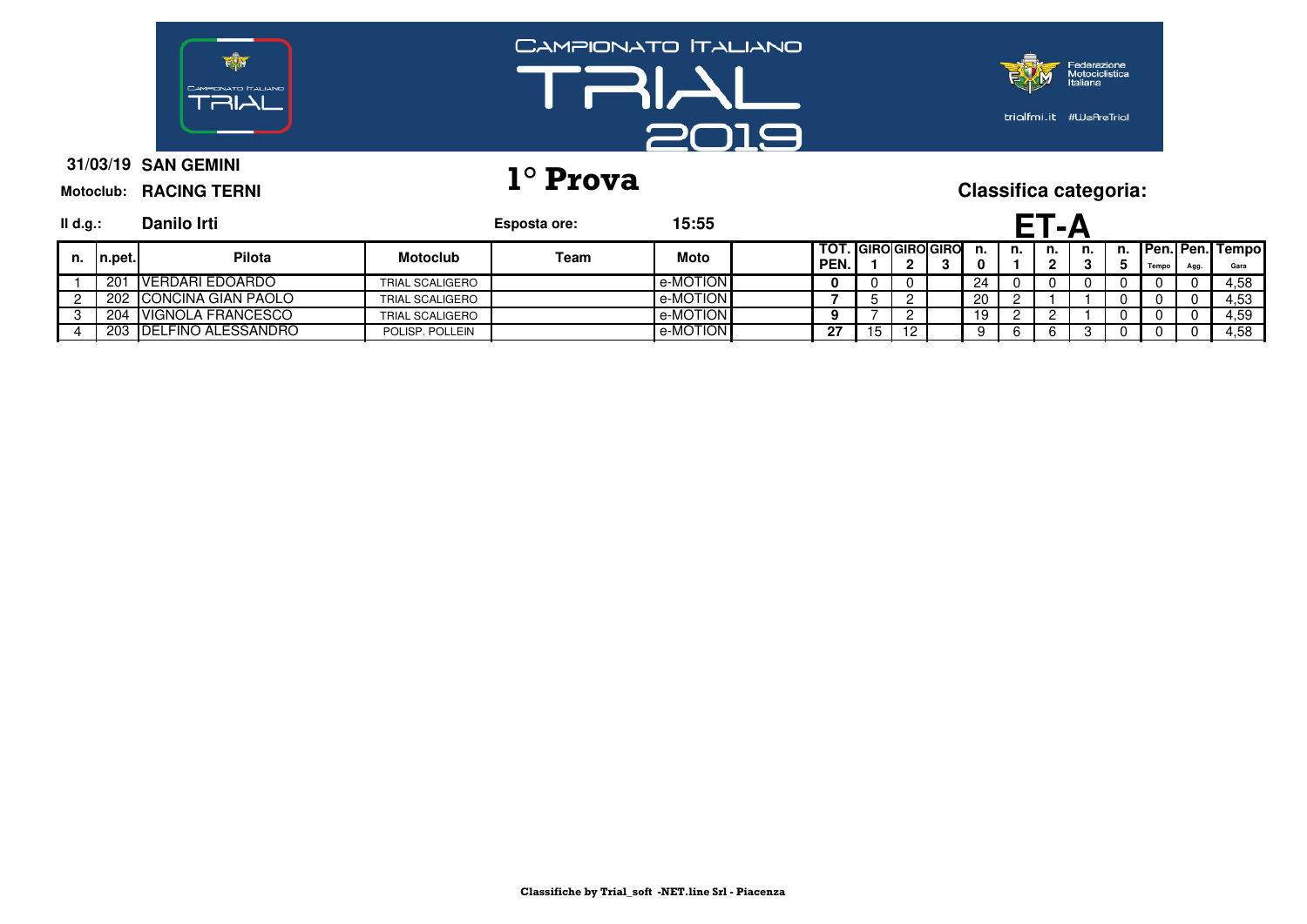# CAMPIONATO ITALIANO TRIAL 2019

Federazione Motociclistica Italiana

trialfmi.it #WeAreTrial

**31/03/19 SAN GEMINI**

**Motoclub: RACING TERNI**

# 1° Prova

**Classifica categoria:**

**Il d.g.: Danilo Irti**

**Esposta ore: 15:55**

## ET-A

| n. | n.pet. | Pilota | Motoclub | Team | Moto | | TOT. PEN. | GIRO 1 | GIRO 2 | GIRO 3 | n. 0 | n. 1 | n. 2 | n. 3 | n. 5 | Pen. Tempo | Pen. Agg. | Tempo Gara |
|---|---|---|---|---|---|---|---|---|---|---|---|---|---|---|---|---|---|---|
| 1 | 201 | VERDARI EDOARDO | TRIAL SCALIGERO | | e-MOTION | | 0 | 0 | 0 | | 24 | 0 | 0 | 0 | 0 | 0 | 0 | 4,58 |
| 2 | 202 | CONCINA GIAN PAOLO | TRIAL SCALIGERO | | e-MOTION | | 7 | 5 | 2 | | 20 | 2 | 1 | 1 | 0 | 0 | 0 | 4,53 |
| 3 | 204 | VIGNOLA FRANCESCO | TRIAL SCALIGERO | | e-MOTION | | 9 | 7 | 2 | | 19 | 2 | 2 | 1 | 0 | 0 | 0 | 4,59 |
| 4 | 203 | DELFINO ALESSANDRO | POLISP. POLLEIN | | e-MOTION | | 27 | 15 | 12 | | 9 | 6 | 6 | 3 | 0 | 0 | 0 | 4,58 |

Classifiche by Trial_soft -NET.line Srl - Piacenza